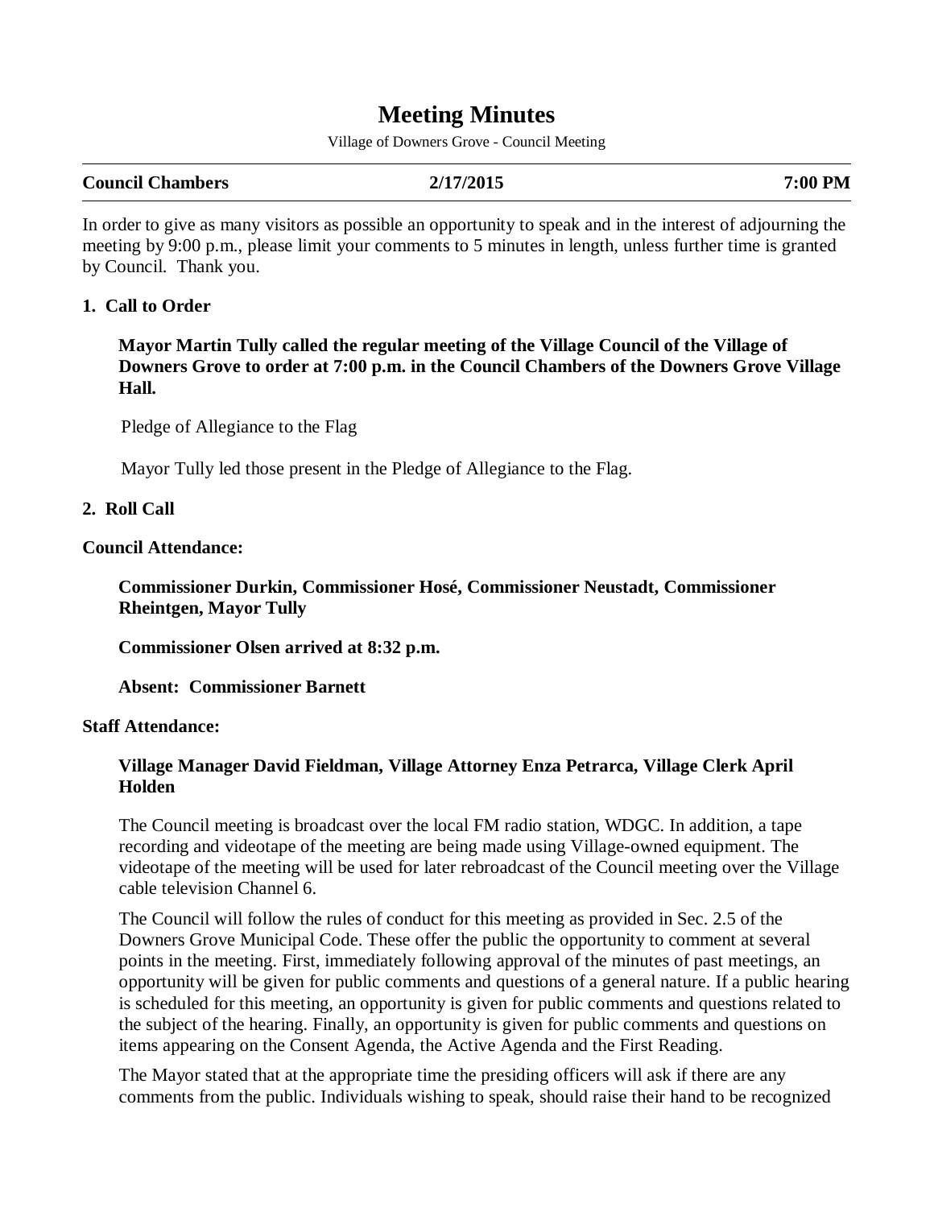# Meeting Minutes

Village of Downers Grove - Council Meeting

| **Council Chambers** | **2/17/2015** | **7:00 PM** |
|---|---|---|

In order to give as many visitors as possible an opportunity to speak and in the interest of adjourning the meeting by 9:00 p.m., please limit your comments to 5 minutes in length, unless further time is granted by Council. Thank you.

## 1. Call to Order

**Mayor Martin Tully called the regular meeting of the Village Council of the Village of Downers Grove to order at 7:00 p.m. in the Council Chambers of the Downers Grove Village Hall.**

Pledge of Allegiance to the Flag

Mayor Tully led those present in the Pledge of Allegiance to the Flag.

## 2. Roll Call

**Council Attendance:**

**Commissioner Durkin, Commissioner Hosé, Commissioner Neustadt, Commissioner Rheintgen, Mayor Tully**

**Commissioner Olsen arrived at 8:32 p.m.**

**Absent: Commissioner Barnett**

**Staff Attendance:**

**Village Manager David Fieldman, Village Attorney Enza Petrarca, Village Clerk April Holden**

The Council meeting is broadcast over the local FM radio station, WDGC. In addition, a tape recording and videotape of the meeting are being made using Village-owned equipment. The videotape of the meeting will be used for later rebroadcast of the Council meeting over the Village cable television Channel 6.

The Council will follow the rules of conduct for this meeting as provided in Sec. 2.5 of the Downers Grove Municipal Code. These offer the public the opportunity to comment at several points in the meeting. First, immediately following approval of the minutes of past meetings, an opportunity will be given for public comments and questions of a general nature. If a public hearing is scheduled for this meeting, an opportunity is given for public comments and questions related to the subject of the hearing. Finally, an opportunity is given for public comments and questions on items appearing on the Consent Agenda, the Active Agenda and the First Reading.

The Mayor stated that at the appropriate time the presiding officers will ask if there are any comments from the public. Individuals wishing to speak, should raise their hand to be recognized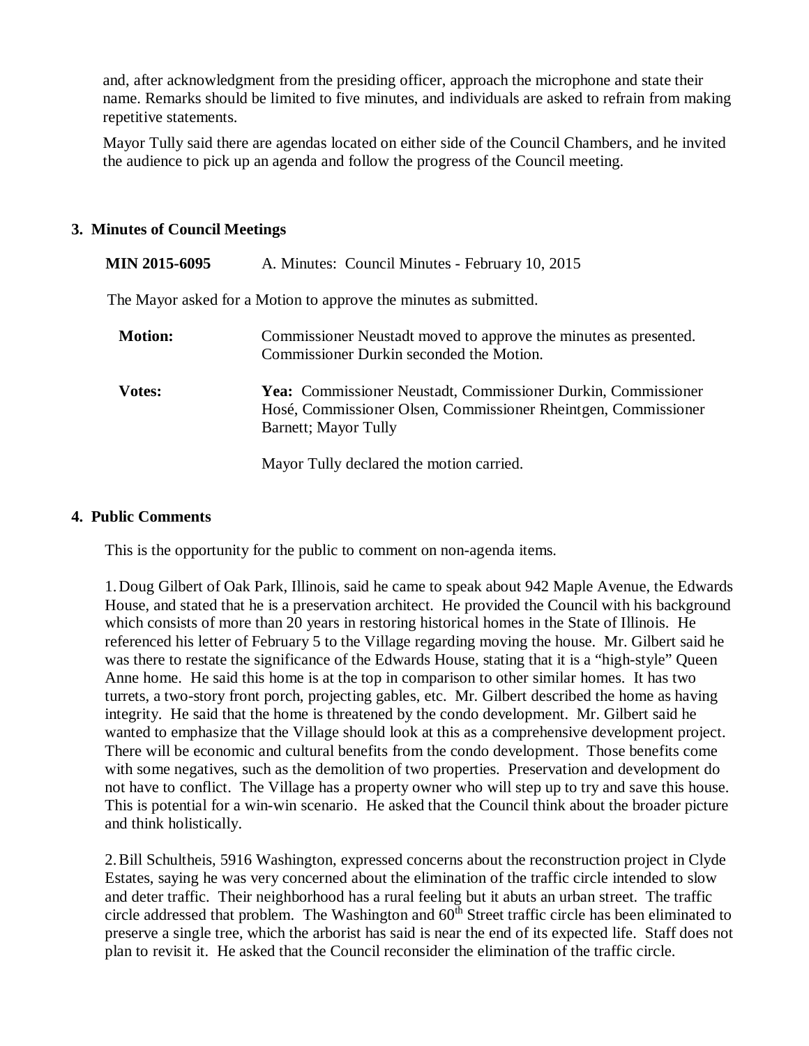and, after acknowledgment from the presiding officer, approach the microphone and state their name. Remarks should be limited to five minutes, and individuals are asked to refrain from making repetitive statements.

Mayor Tully said there are agendas located on either side of the Council Chambers, and he invited the audience to pick up an agenda and follow the progress of the Council meeting.

## 3. Minutes of Council Meetings

**MIN 2015-6095** A. Minutes: Council Minutes - February 10, 2015

The Mayor asked for a Motion to approve the minutes as submitted.

**Motion:** Commissioner Neustadt moved to approve the minutes as presented. Commissioner Durkin seconded the Motion.

**Votes:** **Yea:** Commissioner Neustadt, Commissioner Durkin, Commissioner Hosé, Commissioner Olsen, Commissioner Rheintgen, Commissioner Barnett; Mayor Tully

Mayor Tully declared the motion carried.

## 4. Public Comments

This is the opportunity for the public to comment on non-agenda items.

1. Doug Gilbert of Oak Park, Illinois, said he came to speak about 942 Maple Avenue, the Edwards House, and stated that he is a preservation architect. He provided the Council with his background which consists of more than 20 years in restoring historical homes in the State of Illinois. He referenced his letter of February 5 to the Village regarding moving the house. Mr. Gilbert said he was there to restate the significance of the Edwards House, stating that it is a "high-style" Queen Anne home. He said this home is at the top in comparison to other similar homes. It has two turrets, a two-story front porch, projecting gables, etc. Mr. Gilbert described the home as having integrity. He said that the home is threatened by the condo development. Mr. Gilbert said he wanted to emphasize that the Village should look at this as a comprehensive development project. There will be economic and cultural benefits from the condo development. Those benefits come with some negatives, such as the demolition of two properties. Preservation and development do not have to conflict. The Village has a property owner who will step up to try and save this house. This is potential for a win-win scenario. He asked that the Council think about the broader picture and think holistically.

2. Bill Schultheis, 5916 Washington, expressed concerns about the reconstruction project in Clyde Estates, saying he was very concerned about the elimination of the traffic circle intended to slow and deter traffic. Their neighborhood has a rural feeling but it abuts an urban street. The traffic circle addressed that problem. The Washington and 60th Street traffic circle has been eliminated to preserve a single tree, which the arborist has said is near the end of its expected life. Staff does not plan to revisit it. He asked that the Council reconsider the elimination of the traffic circle.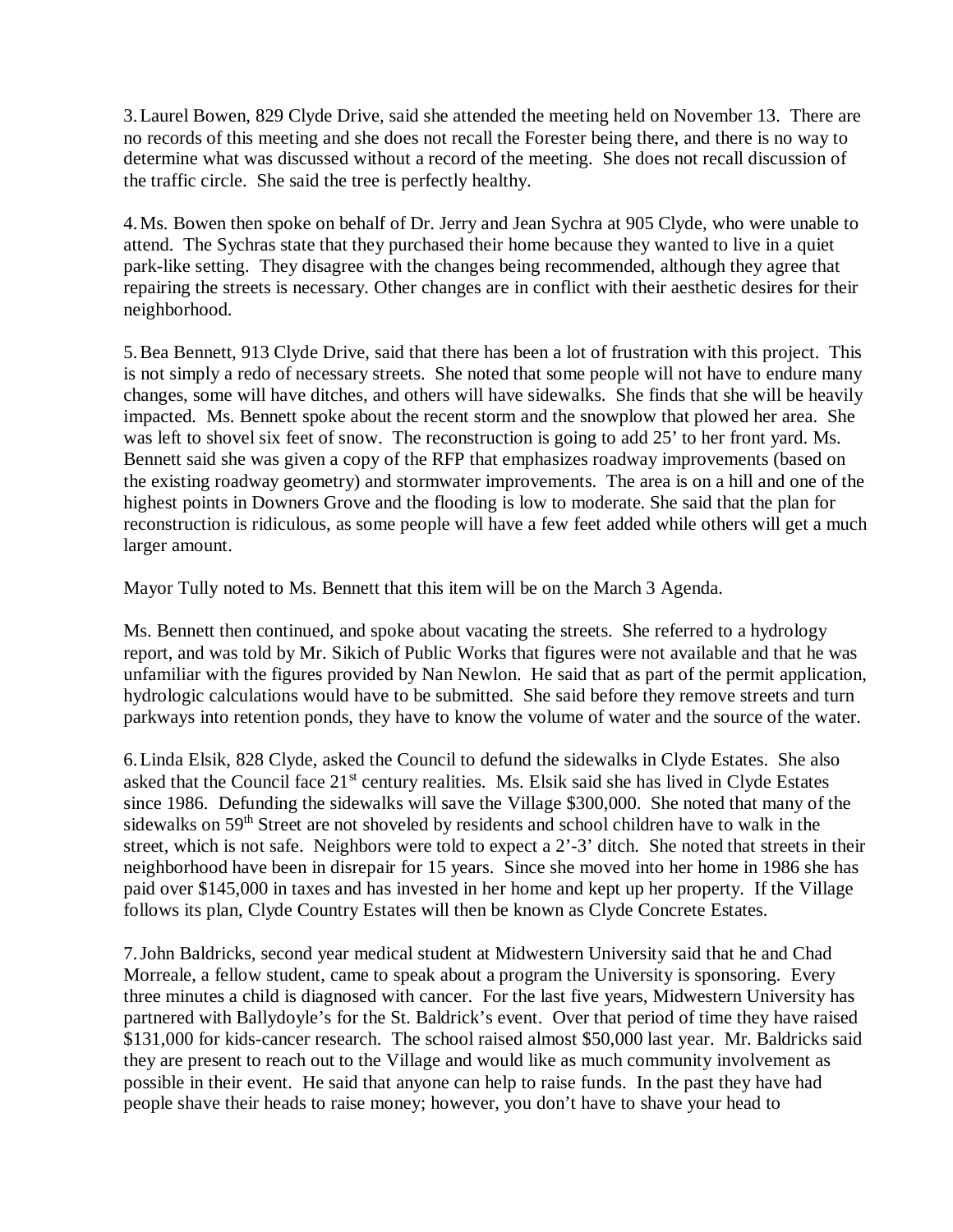3. Laurel Bowen, 829 Clyde Drive, said she attended the meeting held on November 13. There are no records of this meeting and she does not recall the Forester being there, and there is no way to determine what was discussed without a record of the meeting. She does not recall discussion of the traffic circle. She said the tree is perfectly healthy.

4. Ms. Bowen then spoke on behalf of Dr. Jerry and Jean Sychra at 905 Clyde, who were unable to attend. The Sychras state that they purchased their home because they wanted to live in a quiet park-like setting. They disagree with the changes being recommended, although they agree that repairing the streets is necessary. Other changes are in conflict with their aesthetic desires for their neighborhood.

5. Bea Bennett, 913 Clyde Drive, said that there has been a lot of frustration with this project. This is not simply a redo of necessary streets. She noted that some people will not have to endure many changes, some will have ditches, and others will have sidewalks. She finds that she will be heavily impacted. Ms. Bennett spoke about the recent storm and the snowplow that plowed her area. She was left to shovel six feet of snow. The reconstruction is going to add 25' to her front yard. Ms. Bennett said she was given a copy of the RFP that emphasizes roadway improvements (based on the existing roadway geometry) and stormwater improvements. The area is on a hill and one of the highest points in Downers Grove and the flooding is low to moderate. She said that the plan for reconstruction is ridiculous, as some people will have a few feet added while others will get a much larger amount.

Mayor Tully noted to Ms. Bennett that this item will be on the March 3 Agenda.

Ms. Bennett then continued, and spoke about vacating the streets. She referred to a hydrology report, and was told by Mr. Sikich of Public Works that figures were not available and that he was unfamiliar with the figures provided by Nan Newlon. He said that as part of the permit application, hydrologic calculations would have to be submitted. She said before they remove streets and turn parkways into retention ponds, they have to know the volume of water and the source of the water.

6. Linda Elsik, 828 Clyde, asked the Council to defund the sidewalks in Clyde Estates. She also asked that the Council face 21st century realities. Ms. Elsik said she has lived in Clyde Estates since 1986. Defunding the sidewalks will save the Village $300,000. She noted that many of the sidewalks on 59th Street are not shoveled by residents and school children have to walk in the street, which is not safe. Neighbors were told to expect a 2'-3' ditch. She noted that streets in their neighborhood have been in disrepair for 15 years. Since she moved into her home in 1986 she has paid over $145,000 in taxes and has invested in her home and kept up her property. If the Village follows its plan, Clyde Country Estates will then be known as Clyde Concrete Estates.

7. John Baldricks, second year medical student at Midwestern University said that he and Chad Morreale, a fellow student, came to speak about a program the University is sponsoring. Every three minutes a child is diagnosed with cancer. For the last five years, Midwestern University has partnered with Ballydoyle's for the St. Baldrick's event. Over that period of time they have raised $131,000 for kids-cancer research. The school raised almost $50,000 last year. Mr. Baldricks said they are present to reach out to the Village and would like as much community involvement as possible in their event. He said that anyone can help to raise funds. In the past they have had people shave their heads to raise money; however, you don't have to shave your head to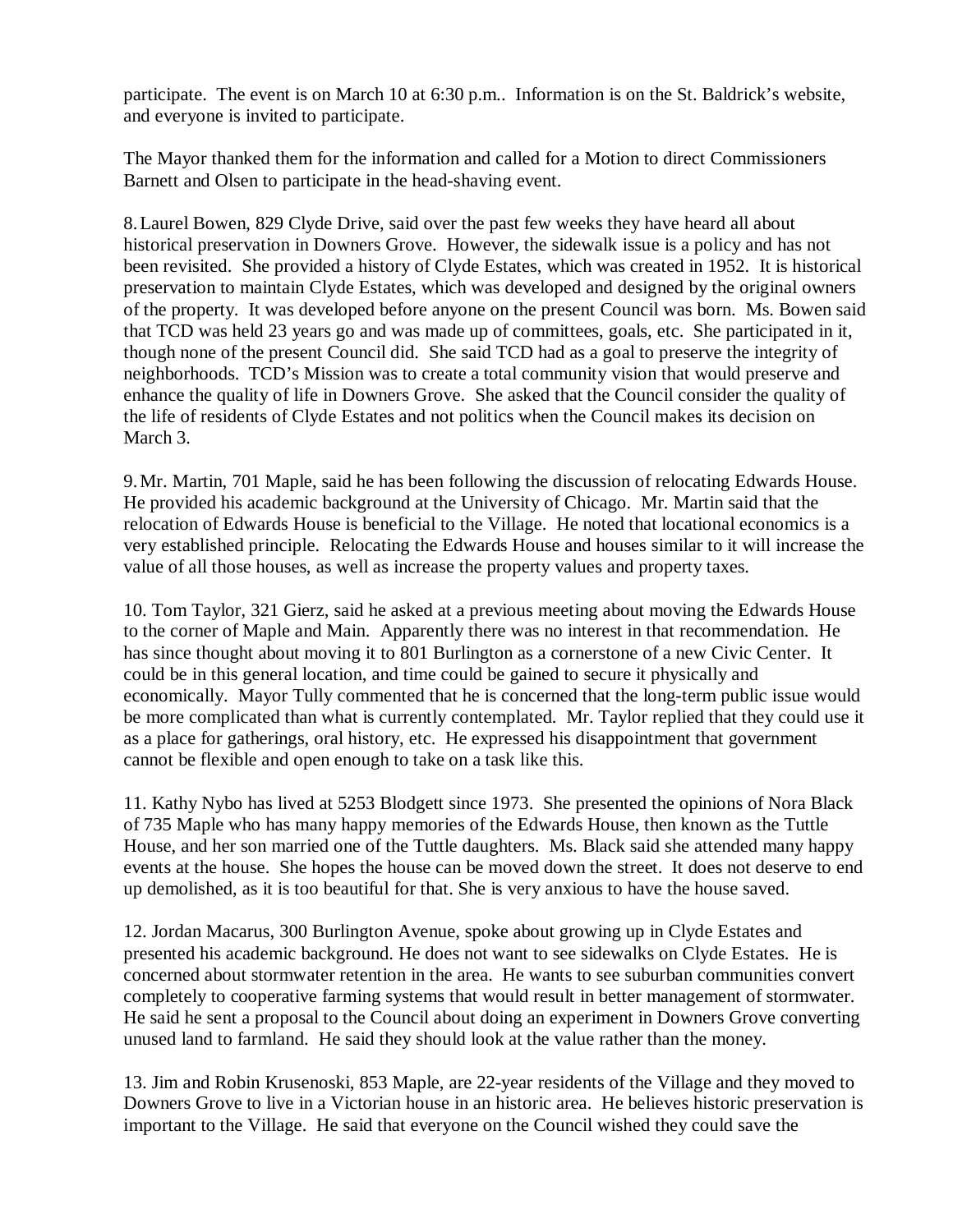participate. The event is on March 10 at 6:30 p.m.. Information is on the St. Baldrick's website, and everyone is invited to participate.

The Mayor thanked them for the information and called for a Motion to direct Commissioners Barnett and Olsen to participate in the head-shaving event.

8. Laurel Bowen, 829 Clyde Drive, said over the past few weeks they have heard all about historical preservation in Downers Grove. However, the sidewalk issue is a policy and has not been revisited. She provided a history of Clyde Estates, which was created in 1952. It is historical preservation to maintain Clyde Estates, which was developed and designed by the original owners of the property. It was developed before anyone on the present Council was born. Ms. Bowen said that TCD was held 23 years go and was made up of committees, goals, etc. She participated in it, though none of the present Council did. She said TCD had as a goal to preserve the integrity of neighborhoods. TCD's Mission was to create a total community vision that would preserve and enhance the quality of life in Downers Grove. She asked that the Council consider the quality of the life of residents of Clyde Estates and not politics when the Council makes its decision on March 3.

9. Mr. Martin, 701 Maple, said he has been following the discussion of relocating Edwards House. He provided his academic background at the University of Chicago. Mr. Martin said that the relocation of Edwards House is beneficial to the Village. He noted that locational economics is a very established principle. Relocating the Edwards House and houses similar to it will increase the value of all those houses, as well as increase the property values and property taxes.

10. Tom Taylor, 321 Gierz, said he asked at a previous meeting about moving the Edwards House to the corner of Maple and Main. Apparently there was no interest in that recommendation. He has since thought about moving it to 801 Burlington as a cornerstone of a new Civic Center. It could be in this general location, and time could be gained to secure it physically and economically. Mayor Tully commented that he is concerned that the long-term public issue would be more complicated than what is currently contemplated. Mr. Taylor replied that they could use it as a place for gatherings, oral history, etc. He expressed his disappointment that government cannot be flexible and open enough to take on a task like this.

11. Kathy Nybo has lived at 5253 Blodgett since 1973. She presented the opinions of Nora Black of 735 Maple who has many happy memories of the Edwards House, then known as the Tuttle House, and her son married one of the Tuttle daughters. Ms. Black said she attended many happy events at the house. She hopes the house can be moved down the street. It does not deserve to end up demolished, as it is too beautiful for that. She is very anxious to have the house saved.

12. Jordan Macarus, 300 Burlington Avenue, spoke about growing up in Clyde Estates and presented his academic background. He does not want to see sidewalks on Clyde Estates. He is concerned about stormwater retention in the area. He wants to see suburban communities convert completely to cooperative farming systems that would result in better management of stormwater. He said he sent a proposal to the Council about doing an experiment in Downers Grove converting unused land to farmland. He said they should look at the value rather than the money.

13. Jim and Robin Krusenoski, 853 Maple, are 22-year residents of the Village and they moved to Downers Grove to live in a Victorian house in an historic area. He believes historic preservation is important to the Village. He said that everyone on the Council wished they could save the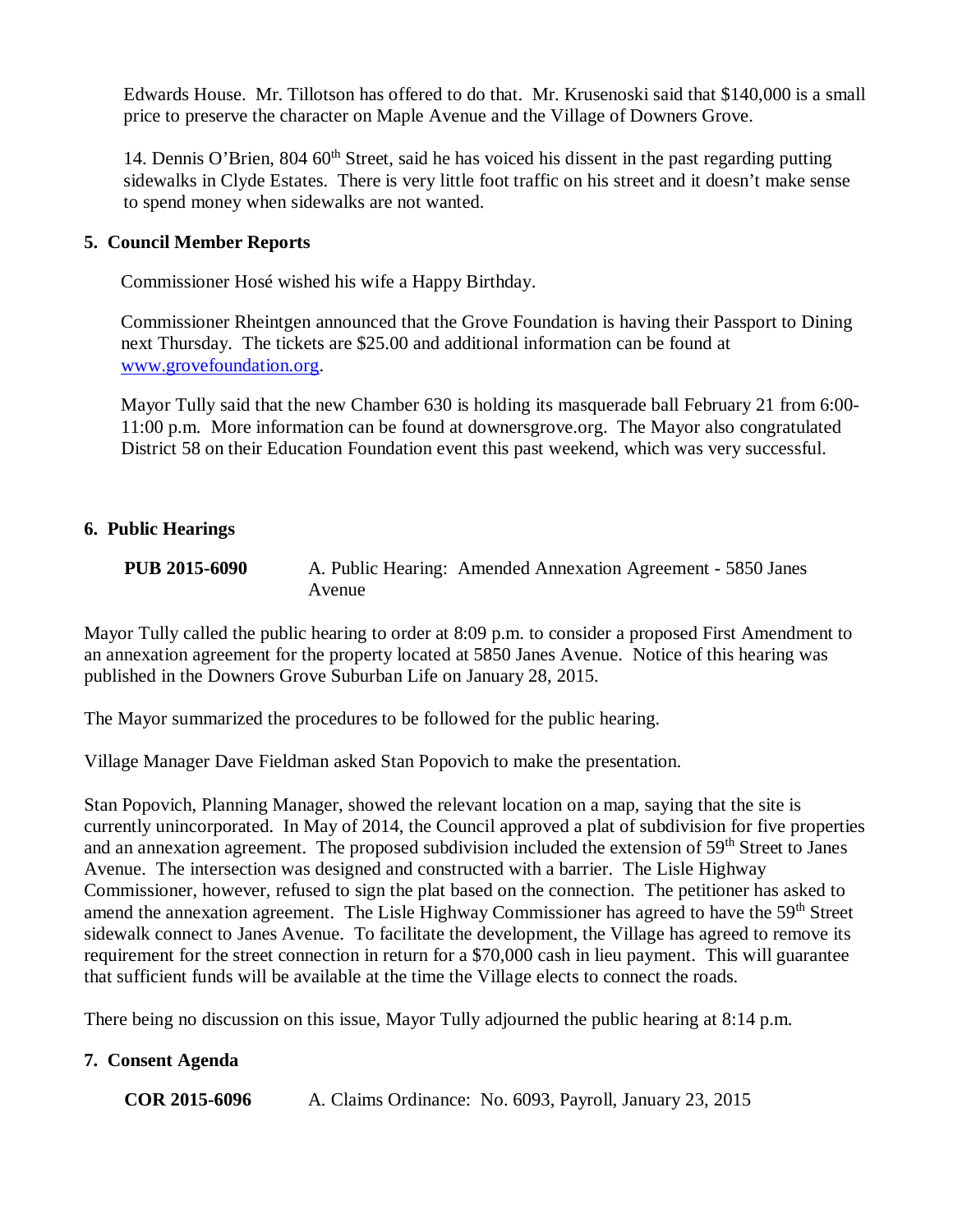Edwards House. Mr. Tillotson has offered to do that. Mr. Krusenoski said that $140,000 is a small price to preserve the character on Maple Avenue and the Village of Downers Grove.

14. Dennis O'Brien, 804 60th Street, said he has voiced his dissent in the past regarding putting sidewalks in Clyde Estates. There is very little foot traffic on his street and it doesn't make sense to spend money when sidewalks are not wanted.

## 5. Council Member Reports

Commissioner Hosé wished his wife a Happy Birthday.

Commissioner Rheintgen announced that the Grove Foundation is having their Passport to Dining next Thursday. The tickets are $25.00 and additional information can be found at www.grovefoundation.org.

Mayor Tully said that the new Chamber 630 is holding its masquerade ball February 21 from 6:00-11:00 p.m. More information can be found at downersgrove.org. The Mayor also congratulated District 58 on their Education Foundation event this past weekend, which was very successful.

## 6. Public Hearings

**PUB 2015-6090** A. Public Hearing: Amended Annexation Agreement - 5850 Janes Avenue

Mayor Tully called the public hearing to order at 8:09 p.m. to consider a proposed First Amendment to an annexation agreement for the property located at 5850 Janes Avenue. Notice of this hearing was published in the Downers Grove Suburban Life on January 28, 2015.

The Mayor summarized the procedures to be followed for the public hearing.

Village Manager Dave Fieldman asked Stan Popovich to make the presentation.

Stan Popovich, Planning Manager, showed the relevant location on a map, saying that the site is currently unincorporated. In May of 2014, the Council approved a plat of subdivision for five properties and an annexation agreement. The proposed subdivision included the extension of 59th Street to Janes Avenue. The intersection was designed and constructed with a barrier. The Lisle Highway Commissioner, however, refused to sign the plat based on the connection. The petitioner has asked to amend the annexation agreement. The Lisle Highway Commissioner has agreed to have the 59th Street sidewalk connect to Janes Avenue. To facilitate the development, the Village has agreed to remove its requirement for the street connection in return for a $70,000 cash in lieu payment. This will guarantee that sufficient funds will be available at the time the Village elects to connect the roads.

There being no discussion on this issue, Mayor Tully adjourned the public hearing at 8:14 p.m.

## 7. Consent Agenda

**COR 2015-6096** A. Claims Ordinance: No. 6093, Payroll, January 23, 2015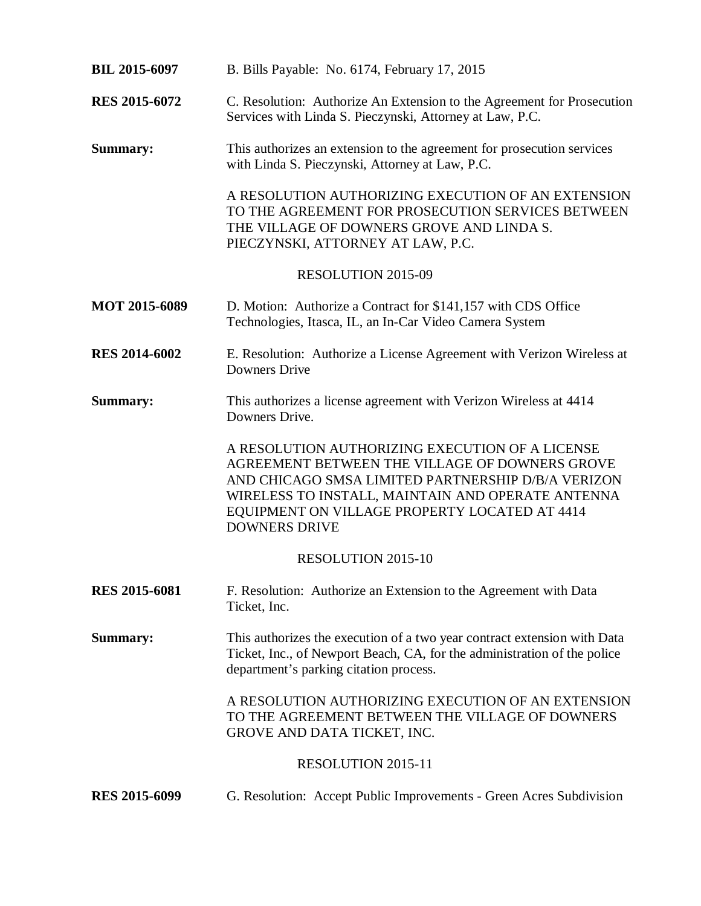**BIL 2015-6097** B. Bills Payable: No. 6174, February 17, 2015

**RES 2015-6072** C. Resolution: Authorize An Extension to the Agreement for Prosecution Services with Linda S. Pieczynski, Attorney at Law, P.C.

**Summary:** This authorizes an extension to the agreement for prosecution services with Linda S. Pieczynski, Attorney at Law, P.C.

A RESOLUTION AUTHORIZING EXECUTION OF AN EXTENSION TO THE AGREEMENT FOR PROSECUTION SERVICES BETWEEN THE VILLAGE OF DOWNERS GROVE AND LINDA S. PIECZYNSKI, ATTORNEY AT LAW, P.C.

RESOLUTION 2015-09

**MOT 2015-6089** D. Motion: Authorize a Contract for $141,157 with CDS Office Technologies, Itasca, IL, an In-Car Video Camera System

**RES 2014-6002** E. Resolution: Authorize a License Agreement with Verizon Wireless at Downers Drive

**Summary:** This authorizes a license agreement with Verizon Wireless at 4414 Downers Drive.

A RESOLUTION AUTHORIZING EXECUTION OF A LICENSE AGREEMENT BETWEEN THE VILLAGE OF DOWNERS GROVE AND CHICAGO SMSA LIMITED PARTNERSHIP D/B/A VERIZON WIRELESS TO INSTALL, MAINTAIN AND OPERATE ANTENNA EQUIPMENT ON VILLAGE PROPERTY LOCATED AT 4414 DOWNERS DRIVE

RESOLUTION 2015-10

**RES 2015-6081** F. Resolution: Authorize an Extension to the Agreement with Data Ticket, Inc.

**Summary:** This authorizes the execution of a two year contract extension with Data Ticket, Inc., of Newport Beach, CA, for the administration of the police department's parking citation process.

A RESOLUTION AUTHORIZING EXECUTION OF AN EXTENSION TO THE AGREEMENT BETWEEN THE VILLAGE OF DOWNERS GROVE AND DATA TICKET, INC.

RESOLUTION 2015-11

**RES 2015-6099** G. Resolution: Accept Public Improvements - Green Acres Subdivision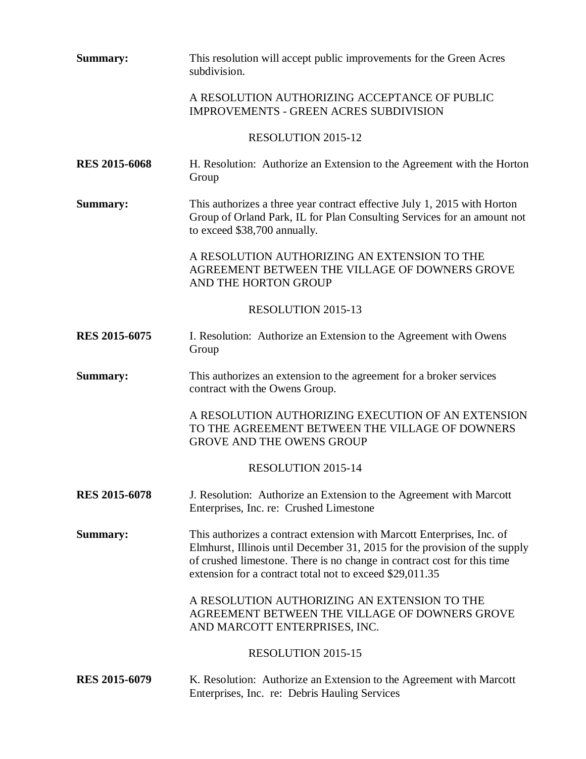**Summary:** This resolution will accept public improvements for the Green Acres subdivision.

A RESOLUTION AUTHORIZING ACCEPTANCE OF PUBLIC IMPROVEMENTS - GREEN ACRES SUBDIVISION

RESOLUTION 2015-12

**RES 2015-6068** H. Resolution: Authorize an Extension to the Agreement with the Horton Group

**Summary:** This authorizes a three year contract effective July 1, 2015 with Horton Group of Orland Park, IL for Plan Consulting Services for an amount not to exceed $38,700 annually.

A RESOLUTION AUTHORIZING AN EXTENSION TO THE AGREEMENT BETWEEN THE VILLAGE OF DOWNERS GROVE AND THE HORTON GROUP

RESOLUTION 2015-13

**RES 2015-6075** I. Resolution: Authorize an Extension to the Agreement with Owens Group

**Summary:** This authorizes an extension to the agreement for a broker services contract with the Owens Group.

A RESOLUTION AUTHORIZING EXECUTION OF AN EXTENSION TO THE AGREEMENT BETWEEN THE VILLAGE OF DOWNERS GROVE AND THE OWENS GROUP

RESOLUTION 2015-14

**RES 2015-6078** J. Resolution: Authorize an Extension to the Agreement with Marcott Enterprises, Inc. re: Crushed Limestone

**Summary:** This authorizes a contract extension with Marcott Enterprises, Inc. of Elmhurst, Illinois until December 31, 2015 for the provision of the supply of crushed limestone. There is no change in contract cost for this time extension for a contract total not to exceed $29,011.35

A RESOLUTION AUTHORIZING AN EXTENSION TO THE AGREEMENT BETWEEN THE VILLAGE OF DOWNERS GROVE AND MARCOTT ENTERPRISES, INC.

RESOLUTION 2015-15

**RES 2015-6079** K. Resolution: Authorize an Extension to the Agreement with Marcott Enterprises, Inc. re: Debris Hauling Services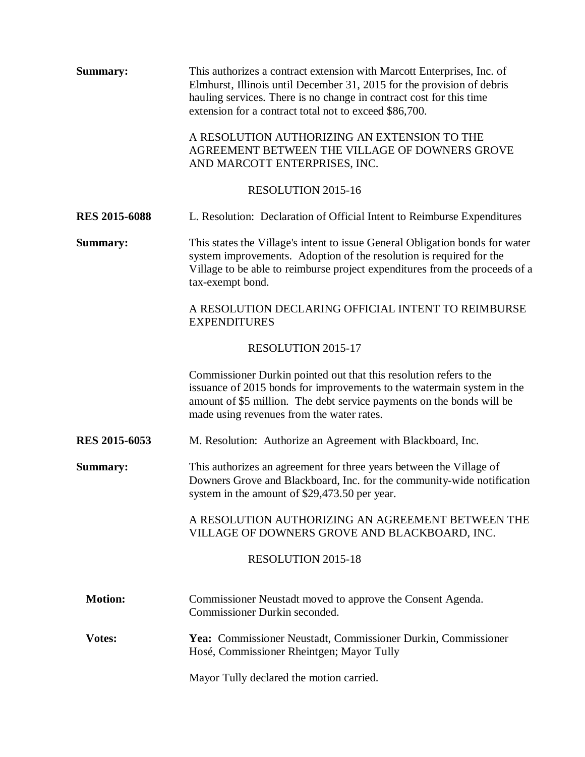**Summary:** This authorizes a contract extension with Marcott Enterprises, Inc. of Elmhurst, Illinois until December 31, 2015 for the provision of debris hauling services. There is no change in contract cost for this time extension for a contract total not to exceed $86,700.

A RESOLUTION AUTHORIZING AN EXTENSION TO THE AGREEMENT BETWEEN THE VILLAGE OF DOWNERS GROVE AND MARCOTT ENTERPRISES, INC.

RESOLUTION 2015-16

**RES 2015-6088** L. Resolution: Declaration of Official Intent to Reimburse Expenditures

**Summary:** This states the Village's intent to issue General Obligation bonds for water system improvements. Adoption of the resolution is required for the Village to be able to reimburse project expenditures from the proceeds of a tax-exempt bond.

A RESOLUTION DECLARING OFFICIAL INTENT TO REIMBURSE EXPENDITURES

RESOLUTION 2015-17

Commissioner Durkin pointed out that this resolution refers to the issuance of 2015 bonds for improvements to the watermain system in the amount of $5 million. The debt service payments on the bonds will be made using revenues from the water rates.

**RES 2015-6053** M. Resolution: Authorize an Agreement with Blackboard, Inc.

**Summary:** This authorizes an agreement for three years between the Village of Downers Grove and Blackboard, Inc. for the community-wide notification system in the amount of $29,473.50 per year.

A RESOLUTION AUTHORIZING AN AGREEMENT BETWEEN THE VILLAGE OF DOWNERS GROVE AND BLACKBOARD, INC.

RESOLUTION 2015-18

**Motion:** Commissioner Neustadt moved to approve the Consent Agenda. Commissioner Durkin seconded.

**Votes:** **Yea:** Commissioner Neustadt, Commissioner Durkin, Commissioner Hosé, Commissioner Rheintgen; Mayor Tully

Mayor Tully declared the motion carried.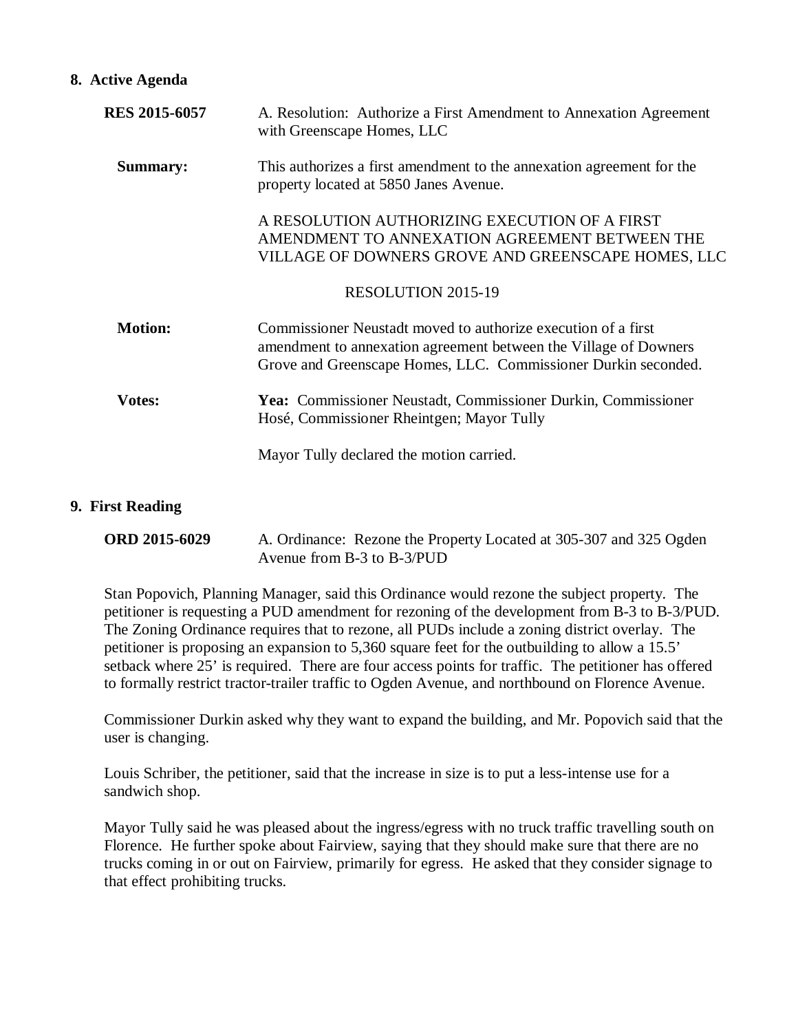## 8. Active Agenda

**RES 2015-6057** A. Resolution: Authorize a First Amendment to Annexation Agreement with Greenscape Homes, LLC

**Summary:** This authorizes a first amendment to the annexation agreement for the property located at 5850 Janes Avenue.

A RESOLUTION AUTHORIZING EXECUTION OF A FIRST AMENDMENT TO ANNEXATION AGREEMENT BETWEEN THE VILLAGE OF DOWNERS GROVE AND GREENSCAPE HOMES, LLC

RESOLUTION 2015-19

**Motion:** Commissioner Neustadt moved to authorize execution of a first amendment to annexation agreement between the Village of Downers Grove and Greenscape Homes, LLC. Commissioner Durkin seconded.

**Votes:** **Yea:** Commissioner Neustadt, Commissioner Durkin, Commissioner Hosé, Commissioner Rheintgen; Mayor Tully

Mayor Tully declared the motion carried.

## 9. First Reading

**ORD 2015-6029** A. Ordinance: Rezone the Property Located at 305-307 and 325 Ogden Avenue from B-3 to B-3/PUD

Stan Popovich, Planning Manager, said this Ordinance would rezone the subject property. The petitioner is requesting a PUD amendment for rezoning of the development from B-3 to B-3/PUD. The Zoning Ordinance requires that to rezone, all PUDs include a zoning district overlay. The petitioner is proposing an expansion to 5,360 square feet for the outbuilding to allow a 15.5' setback where 25' is required. There are four access points for traffic. The petitioner has offered to formally restrict tractor-trailer traffic to Ogden Avenue, and northbound on Florence Avenue.

Commissioner Durkin asked why they want to expand the building, and Mr. Popovich said that the user is changing.

Louis Schriber, the petitioner, said that the increase in size is to put a less-intense use for a sandwich shop.

Mayor Tully said he was pleased about the ingress/egress with no truck traffic travelling south on Florence. He further spoke about Fairview, saying that they should make sure that there are no trucks coming in or out on Fairview, primarily for egress. He asked that they consider signage to that effect prohibiting trucks.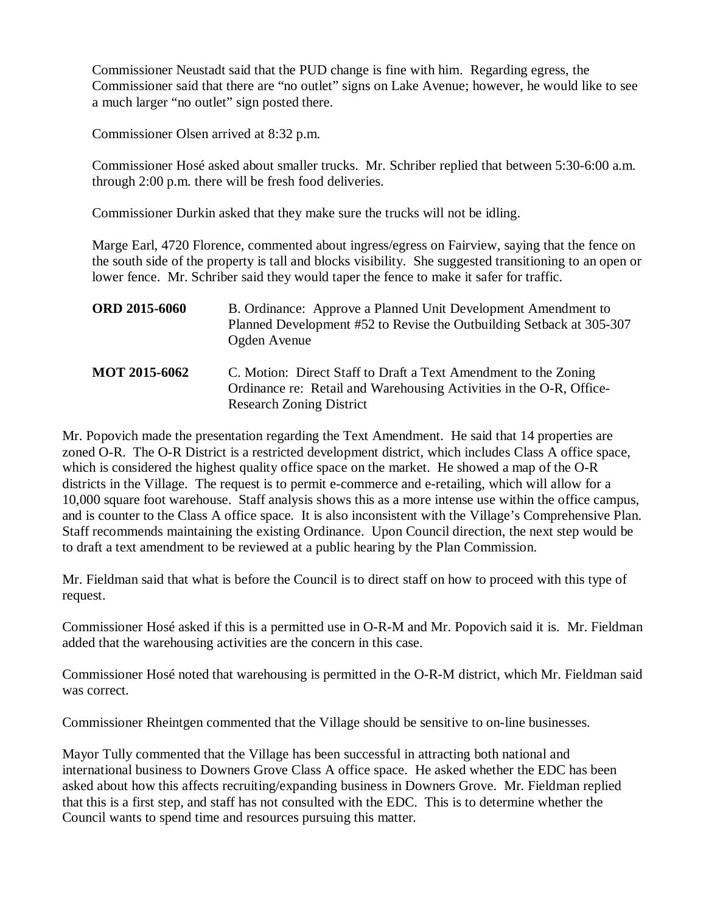Commissioner Neustadt said that the PUD change is fine with him. Regarding egress, the Commissioner said that there are "no outlet" signs on Lake Avenue; however, he would like to see a much larger "no outlet" sign posted there.

Commissioner Olsen arrived at 8:32 p.m.

Commissioner Hosé asked about smaller trucks. Mr. Schriber replied that between 5:30-6:00 a.m. through 2:00 p.m. there will be fresh food deliveries.

Commissioner Durkin asked that they make sure the trucks will not be idling.

Marge Earl, 4720 Florence, commented about ingress/egress on Fairview, saying that the fence on the south side of the property is tall and blocks visibility. She suggested transitioning to an open or lower fence. Mr. Schriber said they would taper the fence to make it safer for traffic.

**ORD 2015-6060** B. Ordinance: Approve a Planned Unit Development Amendment to Planned Development #52 to Revise the Outbuilding Setback at 305-307 Ogden Avenue

**MOT 2015-6062** C. Motion: Direct Staff to Draft a Text Amendment to the Zoning Ordinance re: Retail and Warehousing Activities in the O-R, Office-Research Zoning District

Mr. Popovich made the presentation regarding the Text Amendment. He said that 14 properties are zoned O-R. The O-R District is a restricted development district, which includes Class A office space, which is considered the highest quality office space on the market. He showed a map of the O-R districts in the Village. The request is to permit e-commerce and e-retailing, which will allow for a 10,000 square foot warehouse. Staff analysis shows this as a more intense use within the office campus, and is counter to the Class A office space. It is also inconsistent with the Village's Comprehensive Plan. Staff recommends maintaining the existing Ordinance. Upon Council direction, the next step would be to draft a text amendment to be reviewed at a public hearing by the Plan Commission.

Mr. Fieldman said that what is before the Council is to direct staff on how to proceed with this type of request.

Commissioner Hosé asked if this is a permitted use in O-R-M and Mr. Popovich said it is. Mr. Fieldman added that the warehousing activities are the concern in this case.

Commissioner Hosé noted that warehousing is permitted in the O-R-M district, which Mr. Fieldman said was correct.

Commissioner Rheintgen commented that the Village should be sensitive to on-line businesses.

Mayor Tully commented that the Village has been successful in attracting both national and international business to Downers Grove Class A office space. He asked whether the EDC has been asked about how this affects recruiting/expanding business in Downers Grove. Mr. Fieldman replied that this is a first step, and staff has not consulted with the EDC. This is to determine whether the Council wants to spend time and resources pursuing this matter.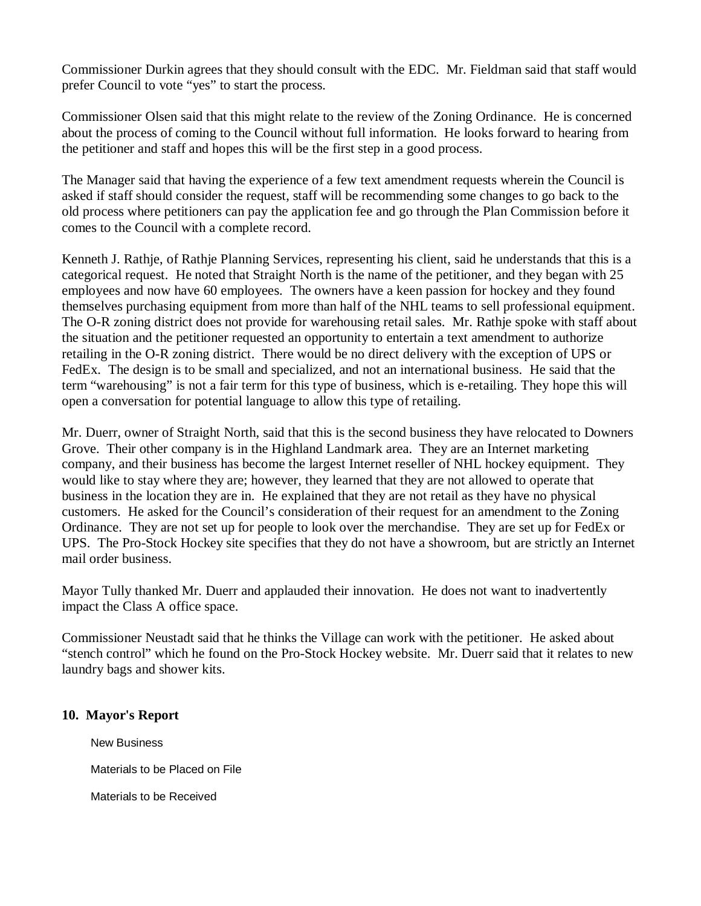Commissioner Durkin agrees that they should consult with the EDC. Mr. Fieldman said that staff would prefer Council to vote "yes" to start the process.

Commissioner Olsen said that this might relate to the review of the Zoning Ordinance. He is concerned about the process of coming to the Council without full information. He looks forward to hearing from the petitioner and staff and hopes this will be the first step in a good process.

The Manager said that having the experience of a few text amendment requests wherein the Council is asked if staff should consider the request, staff will be recommending some changes to go back to the old process where petitioners can pay the application fee and go through the Plan Commission before it comes to the Council with a complete record.

Kenneth J. Rathje, of Rathje Planning Services, representing his client, said he understands that this is a categorical request. He noted that Straight North is the name of the petitioner, and they began with 25 employees and now have 60 employees. The owners have a keen passion for hockey and they found themselves purchasing equipment from more than half of the NHL teams to sell professional equipment. The O-R zoning district does not provide for warehousing retail sales. Mr. Rathje spoke with staff about the situation and the petitioner requested an opportunity to entertain a text amendment to authorize retailing in the O-R zoning district. There would be no direct delivery with the exception of UPS or FedEx. The design is to be small and specialized, and not an international business. He said that the term "warehousing" is not a fair term for this type of business, which is e-retailing. They hope this will open a conversation for potential language to allow this type of retailing.

Mr. Duerr, owner of Straight North, said that this is the second business they have relocated to Downers Grove. Their other company is in the Highland Landmark area. They are an Internet marketing company, and their business has become the largest Internet reseller of NHL hockey equipment. They would like to stay where they are; however, they learned that they are not allowed to operate that business in the location they are in. He explained that they are not retail as they have no physical customers. He asked for the Council's consideration of their request for an amendment to the Zoning Ordinance. They are not set up for people to look over the merchandise. They are set up for FedEx or UPS. The Pro-Stock Hockey site specifies that they do not have a showroom, but are strictly an Internet mail order business.

Mayor Tully thanked Mr. Duerr and applauded their innovation. He does not want to inadvertently impact the Class A office space.

Commissioner Neustadt said that he thinks the Village can work with the petitioner. He asked about "stench control" which he found on the Pro-Stock Hockey website. Mr. Duerr said that it relates to new laundry bags and shower kits.

## 10. Mayor's Report

New Business

Materials to be Placed on File

Materials to be Received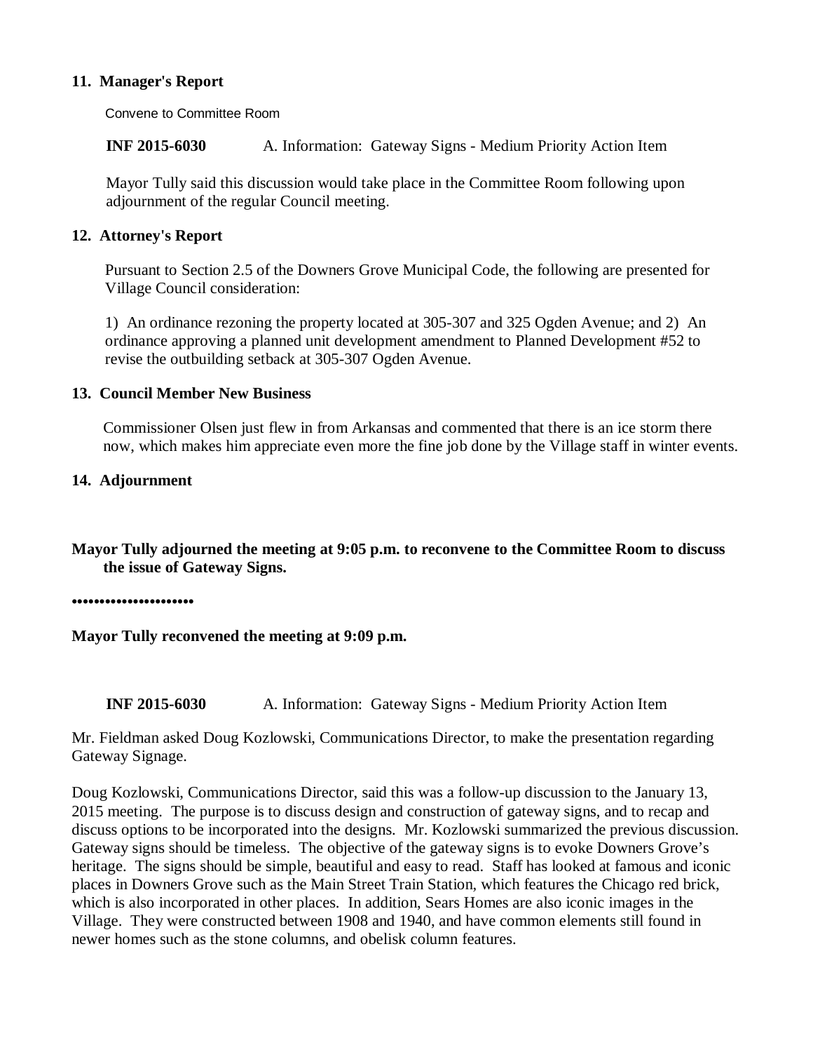**11. Manager's Report**

Convene to Committee Room

**INF 2015-6030** A. Information: Gateway Signs - Medium Priority Action Item

Mayor Tully said this discussion would take place in the Committee Room following upon adjournment of the regular Council meeting.

**12. Attorney's Report**

Pursuant to Section 2.5 of the Downers Grove Municipal Code, the following are presented for Village Council consideration:

1) An ordinance rezoning the property located at 305-307 and 325 Ogden Avenue; and 2) An ordinance approving a planned unit development amendment to Planned Development #52 to revise the outbuilding setback at 305-307 Ogden Avenue.

**13. Council Member New Business**

Commissioner Olsen just flew in from Arkansas and commented that there is an ice storm there now, which makes him appreciate even more the fine job done by the Village staff in winter events.

**14. Adjournment**

**Mayor Tully adjourned the meeting at 9:05 p.m. to reconvene to the Committee Room to discuss the issue of Gateway Signs.**

**•••••••••••••••••••••**

**Mayor Tully reconvened the meeting at 9:09 p.m.**

**INF 2015-6030** A. Information: Gateway Signs - Medium Priority Action Item

Mr. Fieldman asked Doug Kozlowski, Communications Director, to make the presentation regarding Gateway Signage.

Doug Kozlowski, Communications Director, said this was a follow-up discussion to the January 13, 2015 meeting. The purpose is to discuss design and construction of gateway signs, and to recap and discuss options to be incorporated into the designs. Mr. Kozlowski summarized the previous discussion. Gateway signs should be timeless. The objective of the gateway signs is to evoke Downers Grove's heritage. The signs should be simple, beautiful and easy to read. Staff has looked at famous and iconic places in Downers Grove such as the Main Street Train Station, which features the Chicago red brick, which is also incorporated in other places. In addition, Sears Homes are also iconic images in the Village. They were constructed between 1908 and 1940, and have common elements still found in newer homes such as the stone columns, and obelisk column features.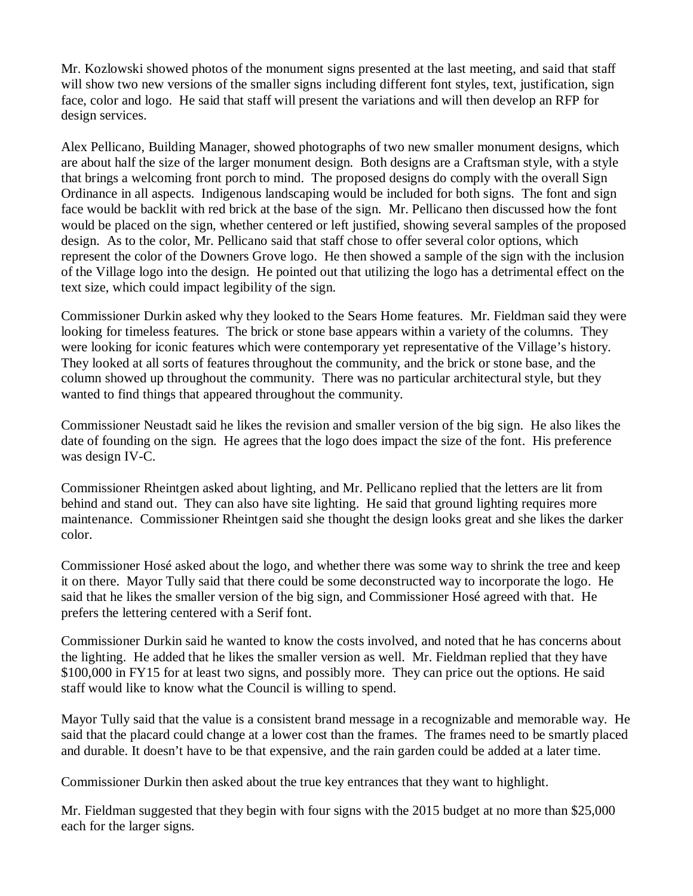Mr. Kozlowski showed photos of the monument signs presented at the last meeting, and said that staff will show two new versions of the smaller signs including different font styles, text, justification, sign face, color and logo. He said that staff will present the variations and will then develop an RFP for design services.

Alex Pellicano, Building Manager, showed photographs of two new smaller monument designs, which are about half the size of the larger monument design. Both designs are a Craftsman style, with a style that brings a welcoming front porch to mind. The proposed designs do comply with the overall Sign Ordinance in all aspects. Indigenous landscaping would be included for both signs. The font and sign face would be backlit with red brick at the base of the sign. Mr. Pellicano then discussed how the font would be placed on the sign, whether centered or left justified, showing several samples of the proposed design. As to the color, Mr. Pellicano said that staff chose to offer several color options, which represent the color of the Downers Grove logo. He then showed a sample of the sign with the inclusion of the Village logo into the design. He pointed out that utilizing the logo has a detrimental effect on the text size, which could impact legibility of the sign.

Commissioner Durkin asked why they looked to the Sears Home features. Mr. Fieldman said they were looking for timeless features. The brick or stone base appears within a variety of the columns. They were looking for iconic features which were contemporary yet representative of the Village's history. They looked at all sorts of features throughout the community, and the brick or stone base, and the column showed up throughout the community. There was no particular architectural style, but they wanted to find things that appeared throughout the community.

Commissioner Neustadt said he likes the revision and smaller version of the big sign. He also likes the date of founding on the sign. He agrees that the logo does impact the size of the font. His preference was design IV-C.

Commissioner Rheintgen asked about lighting, and Mr. Pellicano replied that the letters are lit from behind and stand out. They can also have site lighting. He said that ground lighting requires more maintenance. Commissioner Rheintgen said she thought the design looks great and she likes the darker color.

Commissioner Hosé asked about the logo, and whether there was some way to shrink the tree and keep it on there. Mayor Tully said that there could be some deconstructed way to incorporate the logo. He said that he likes the smaller version of the big sign, and Commissioner Hosé agreed with that. He prefers the lettering centered with a Serif font.

Commissioner Durkin said he wanted to know the costs involved, and noted that he has concerns about the lighting. He added that he likes the smaller version as well. Mr. Fieldman replied that they have $100,000 in FY15 for at least two signs, and possibly more. They can price out the options. He said staff would like to know what the Council is willing to spend.

Mayor Tully said that the value is a consistent brand message in a recognizable and memorable way. He said that the placard could change at a lower cost than the frames. The frames need to be smartly placed and durable. It doesn't have to be that expensive, and the rain garden could be added at a later time.

Commissioner Durkin then asked about the true key entrances that they want to highlight.

Mr. Fieldman suggested that they begin with four signs with the 2015 budget at no more than $25,000 each for the larger signs.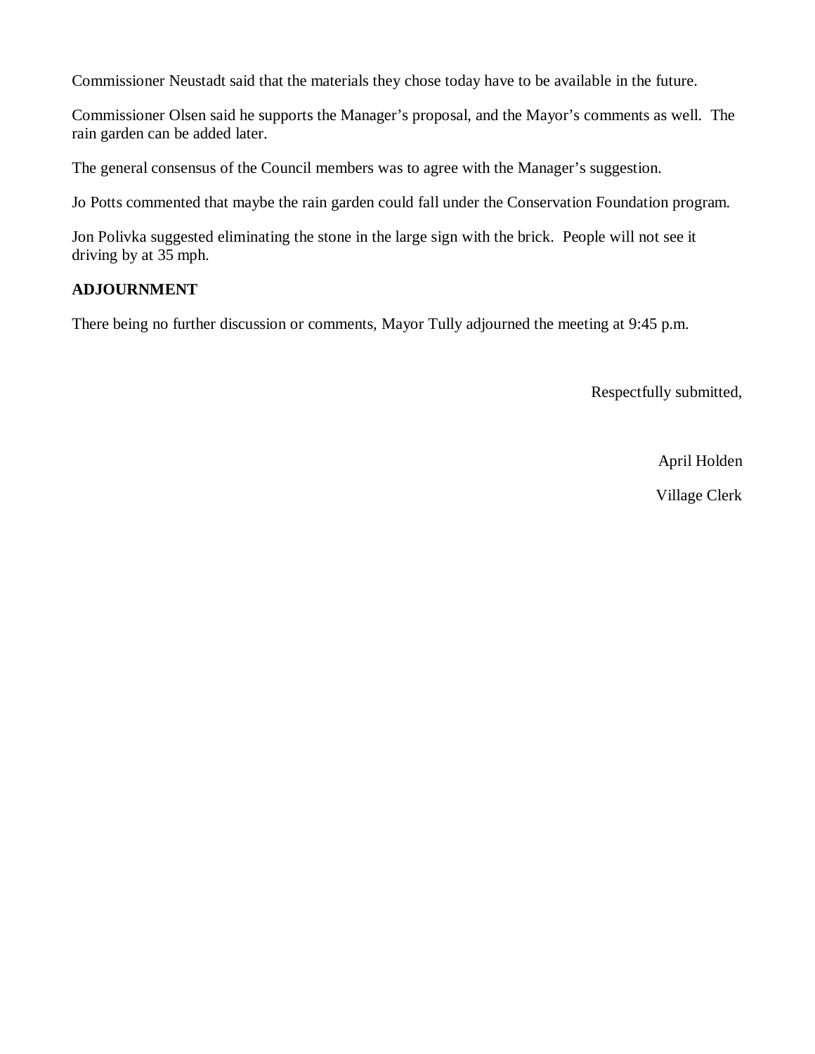Commissioner Neustadt said that the materials they chose today have to be available in the future.

Commissioner Olsen said he supports the Manager's proposal, and the Mayor's comments as well. The rain garden can be added later.

The general consensus of the Council members was to agree with the Manager's suggestion.

Jo Potts commented that maybe the rain garden could fall under the Conservation Foundation program.

Jon Polivka suggested eliminating the stone in the large sign with the brick. People will not see it driving by at 35 mph.

**ADJOURNMENT**

There being no further discussion or comments, Mayor Tully adjourned the meeting at 9:45 p.m.

Respectfully submitted,

April Holden

Village Clerk